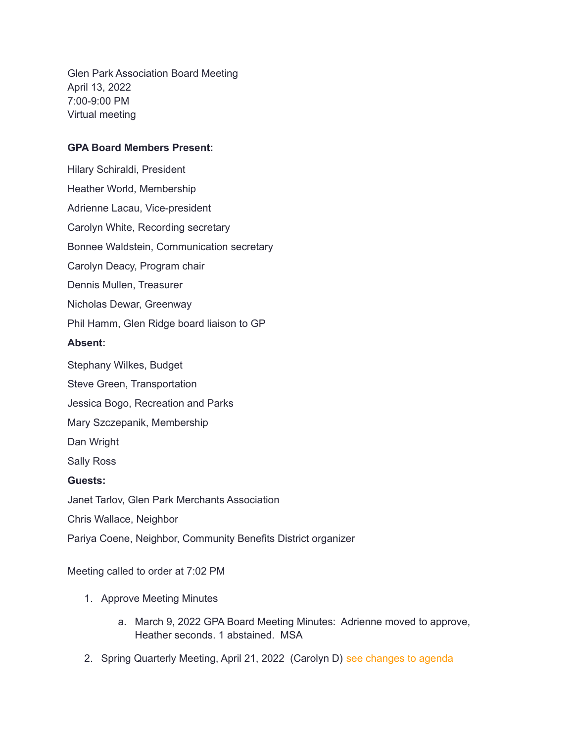Glen Park Association Board Meeting
April 13, 2022
7:00-9:00 PM
Virtual meeting

**GPA Board Members Present:**

Hilary Schiraldi, President

Heather World, Membership

Adrienne Lacau, Vice-president

Carolyn White, Recording secretary

Bonnee Waldstein, Communication secretary

Carolyn Deacy, Program chair

Dennis Mullen, Treasurer

Nicholas Dewar, Greenway

Phil Hamm, Glen Ridge board liaison to GP

**Absent:**

Stephany Wilkes, Budget

Steve Green, Transportation

Jessica Bogo, Recreation and Parks

Mary Szczepanik, Membership

Dan Wright

Sally Ross

**Guests:**

Janet Tarlov, Glen Park Merchants Association

Chris Wallace, Neighbor

Pariya Coene, Neighbor, Community Benefits District organizer

Meeting called to order at 7:02 PM

1. Approve Meeting Minutes
    a. March 9, 2022 GPA Board Meeting Minutes: Adrienne moved to approve, Heather seconds. 1 abstained. MSA
2. Spring Quarterly Meeting, April 21, 2022 (Carolyn D) see changes to agenda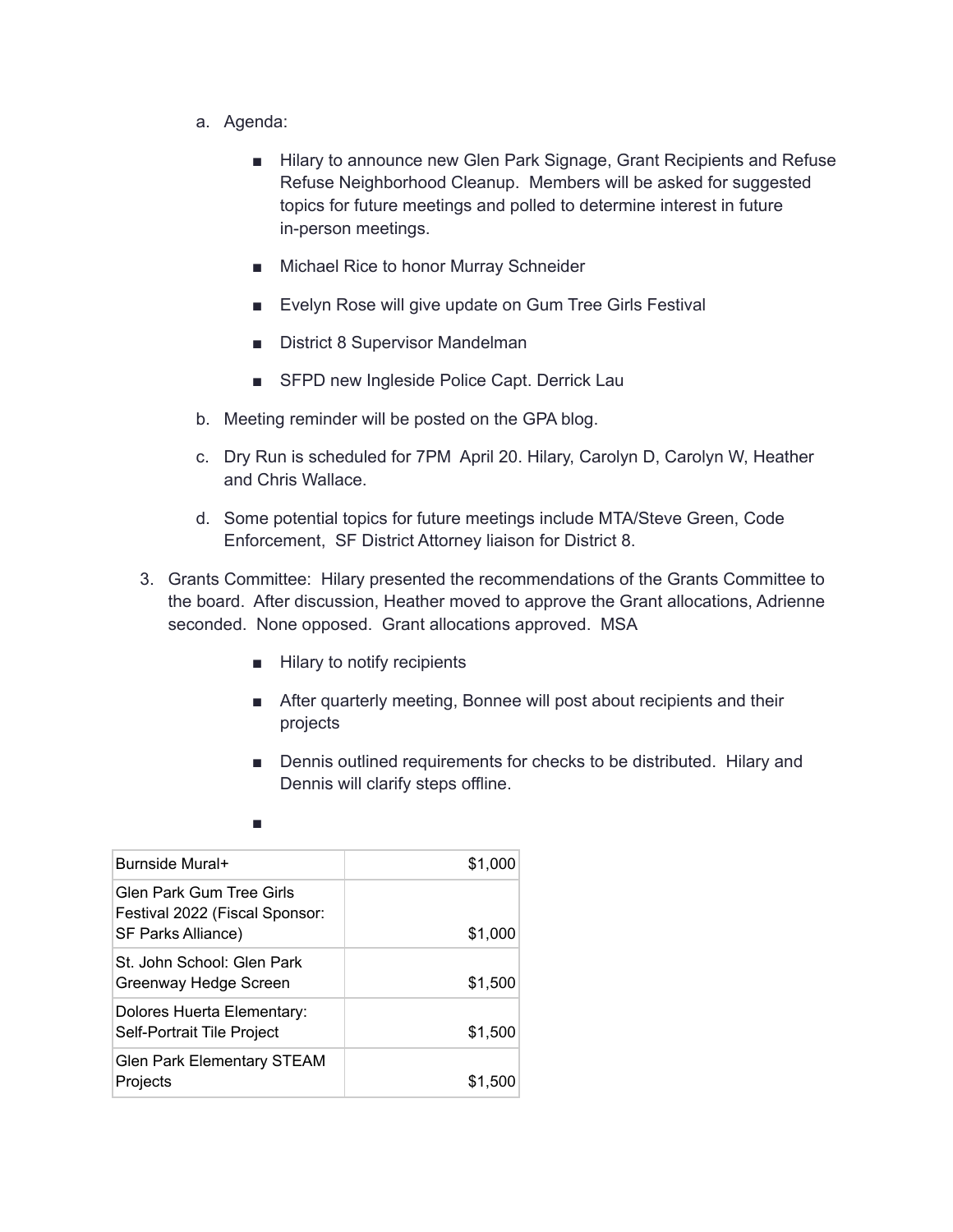a. Agenda:

   - Hilary to announce new Glen Park Signage, Grant Recipients and Refuse Refuse Neighborhood Cleanup. Members will be asked for suggested topics for future meetings and polled to determine interest in future in-person meetings.
   - Michael Rice to honor Murray Schneider
   - Evelyn Rose will give update on Gum Tree Girls Festival
   - District 8 Supervisor Mandelman
   - SFPD new Ingleside Police Capt. Derrick Lau

b. Meeting reminder will be posted on the GPA blog.

c. Dry Run is scheduled for 7PM April 20. Hilary, Carolyn D, Carolyn W, Heather and Chris Wallace.

d. Some potential topics for future meetings include MTA/Steve Green, Code Enforcement, SF District Attorney liaison for District 8.

3. Grants Committee: Hilary presented the recommendations of the Grants Committee to the board. After discussion, Heather moved to approve the Grant allocations, Adrienne seconded. None opposed. Grant allocations approved. MSA

   - Hilary to notify recipients
   - After quarterly meeting, Bonnee will post about recipients and their projects
   - Dennis outlined requirements for checks to be distributed. Hilary and Dennis will clarify steps offline.
   - 

| | |
|---|---:|
| Burnside Mural+ | $1,000 |
| Glen Park Gum Tree Girls Festival 2022 (Fiscal Sponsor: SF Parks Alliance) | $1,000 |
| St. John School: Glen Park Greenway Hedge Screen | $1,500 |
| Dolores Huerta Elementary: Self-Portrait Tile Project | $1,500 |
| Glen Park Elementary STEAM Projects | $1,500 |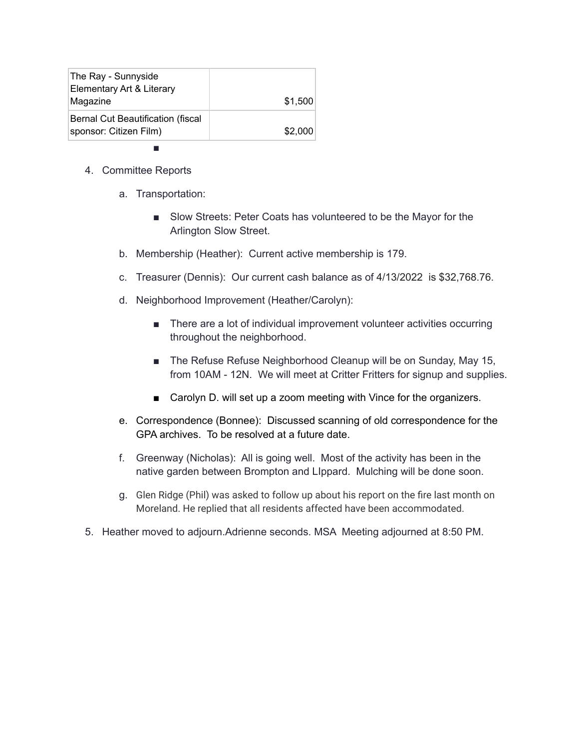| | |
|---|---|
| The Ray - Sunnyside Elementary Art & Literary Magazine | $1,500 |
| Bernal Cut Beautification (fiscal sponsor: Citizen Film) | $2,000 |

4. Committee Reports

   a. Transportation:

      - Slow Streets: Peter Coats has volunteered to be the Mayor for the Arlington Slow Street.

   b. Membership (Heather): Current active membership is 179.

   c. Treasurer (Dennis): Our current cash balance as of 4/13/2022 is $32,768.76.

   d. Neighborhood Improvement (Heather/Carolyn):

      - There are a lot of individual improvement volunteer activities occurring throughout the neighborhood.
      - The Refuse Refuse Neighborhood Cleanup will be on Sunday, May 15, from 10AM - 12N. We will meet at Critter Fritters for signup and supplies.
      - Carolyn D. will set up a zoom meeting with Vince for the organizers.

   e. Correspondence (Bonnee): Discussed scanning of old correspondence for the GPA archives. To be resolved at a future date.

   f. Greenway (Nicholas): All is going well. Most of the activity has been in the native garden between Brompton and LIppard. Mulching will be done soon.

   g. Glen Ridge (Phil) was asked to follow up about his report on the fire last month on Moreland. He replied that all residents affected have been accommodated.

5. Heather moved to adjourn.Adrienne seconds. MSA Meeting adjourned at 8:50 PM.